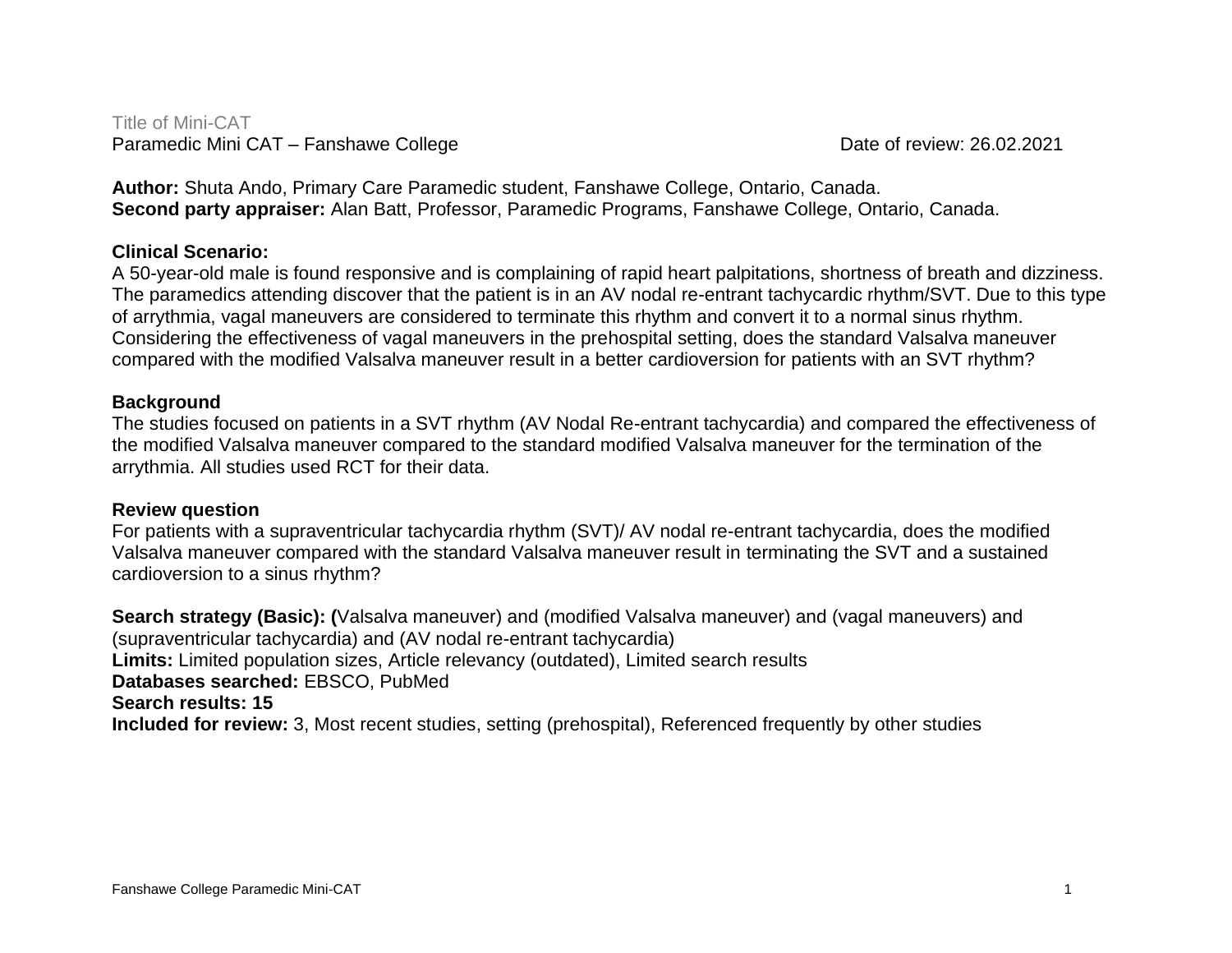Title of Mini-CAT

Paramedic Mini CAT – Fanshawe College

Date of review: 26.02.2021

**Author:** Shuta Ando, Primary Care Paramedic student, Fanshawe College, Ontario, Canada.
**Second party appraiser:** Alan Batt, Professor, Paramedic Programs, Fanshawe College, Ontario, Canada.

**Clinical Scenario:**
A 50-year-old male is found responsive and is complaining of rapid heart palpitations, shortness of breath and dizziness. The paramedics attending discover that the patient is in an AV nodal re-entrant tachycardic rhythm/SVT. Due to this type of arrythmia, vagal maneuvers are considered to terminate this rhythm and convert it to a normal sinus rhythm. Considering the effectiveness of vagal maneuvers in the prehospital setting, does the standard Valsalva maneuver compared with the modified Valsalva maneuver result in a better cardioversion for patients with an SVT rhythm?

**Background**
The studies focused on patients in a SVT rhythm (AV Nodal Re-entrant tachycardia) and compared the effectiveness of the modified Valsalva maneuver compared to the standard modified Valsalva maneuver for the termination of the arrythmia. All studies used RCT for their data.

**Review question**
For patients with a supraventricular tachycardia rhythm (SVT)/ AV nodal re-entrant tachycardia, does the modified Valsalva maneuver compared with the standard Valsalva maneuver result in terminating the SVT and a sustained cardioversion to a sinus rhythm?

**Search strategy (Basic): (**Valsalva maneuver) and (modified Valsalva maneuver) and (vagal maneuvers) and (supraventricular tachycardia) and (AV nodal re-entrant tachycardia)
**Limits:** Limited population sizes, Article relevancy (outdated), Limited search results
**Databases searched:** EBSCO, PubMed
**Search results: 15**
**Included for review:** 3, Most recent studies, setting (prehospital), Referenced frequently by other studies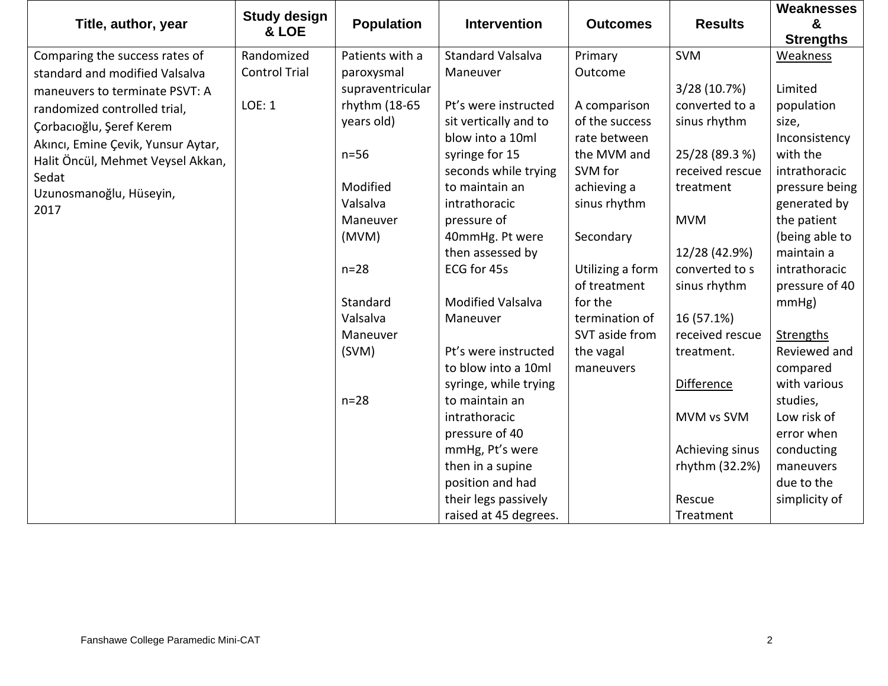| Title, author, year | Study design & LOE | Population | Intervention | Outcomes | Results | Weaknesses & Strengths |
|---|---|---|---|---|---|---|
| Comparing the success rates of standard and modified Valsalva maneuvers to terminate PSVT: A randomized controlled trial, Çorbacıoğlu, Şeref Kerem Akıncı, Emine Çevik, Yunsur Aytar, Halit Öncül, Mehmet Veysel Akkan, Sedat Uzunosmanoğlu, Hüseyin, 2017 | Randomized Control Trial<br><br>LOE: 1 | Patients with a paroxysmal supraventricular rhythm (18-65 years old)<br><br>n=56<br><br>Modified Valsalva Maneuver (MVM)<br><br>n=28<br><br>Standard Valsalva Maneuver (SVM)<br><br>n=28 | Standard Valsalva Maneuver<br><br>Pt's were instructed sit vertically and to blow into a 10ml syringe for 15 seconds while trying to maintain an intrathoracic pressure of 40mmHg. Pt were then assessed by ECG for 45s<br><br>Modified Valsalva Maneuver<br><br>Pt's were instructed to blow into a 10ml syringe, while trying to maintain an intrathoracic pressure of 40 mmHg, Pt's were then in a supine position and had their legs passively raised at 45 degrees. | Primary Outcome<br><br>A comparison of the success rate between the MVM and SVM for achieving a sinus rhythm<br><br>Secondary<br><br>Utilizing a form of treatment for the termination of SVT aside from the vagal maneuvers | SVM<br><br>3/28 (10.7%) converted to a sinus rhythm<br><br>25/28 (89.3 %) received rescue treatment<br><br>MVM<br><br>12/28 (42.9%) converted to s sinus rhythm<br><br>16 (57.1%) received rescue treatment.<br><br><u>Difference</u><br><br>MVM vs SVM<br><br>Achieving sinus rhythm (32.2%)<br><br>Rescue Treatment | <u>Weakness</u><br><br>Limited population size, Inconsistency with the intrathoracic pressure being generated by the patient (being able to maintain a intrathoracic pressure of 40 mmHg)<br><br><u>Strengths</u><br>Reviewed and compared with various studies, Low risk of error when conducting maneuvers due to the simplicity of |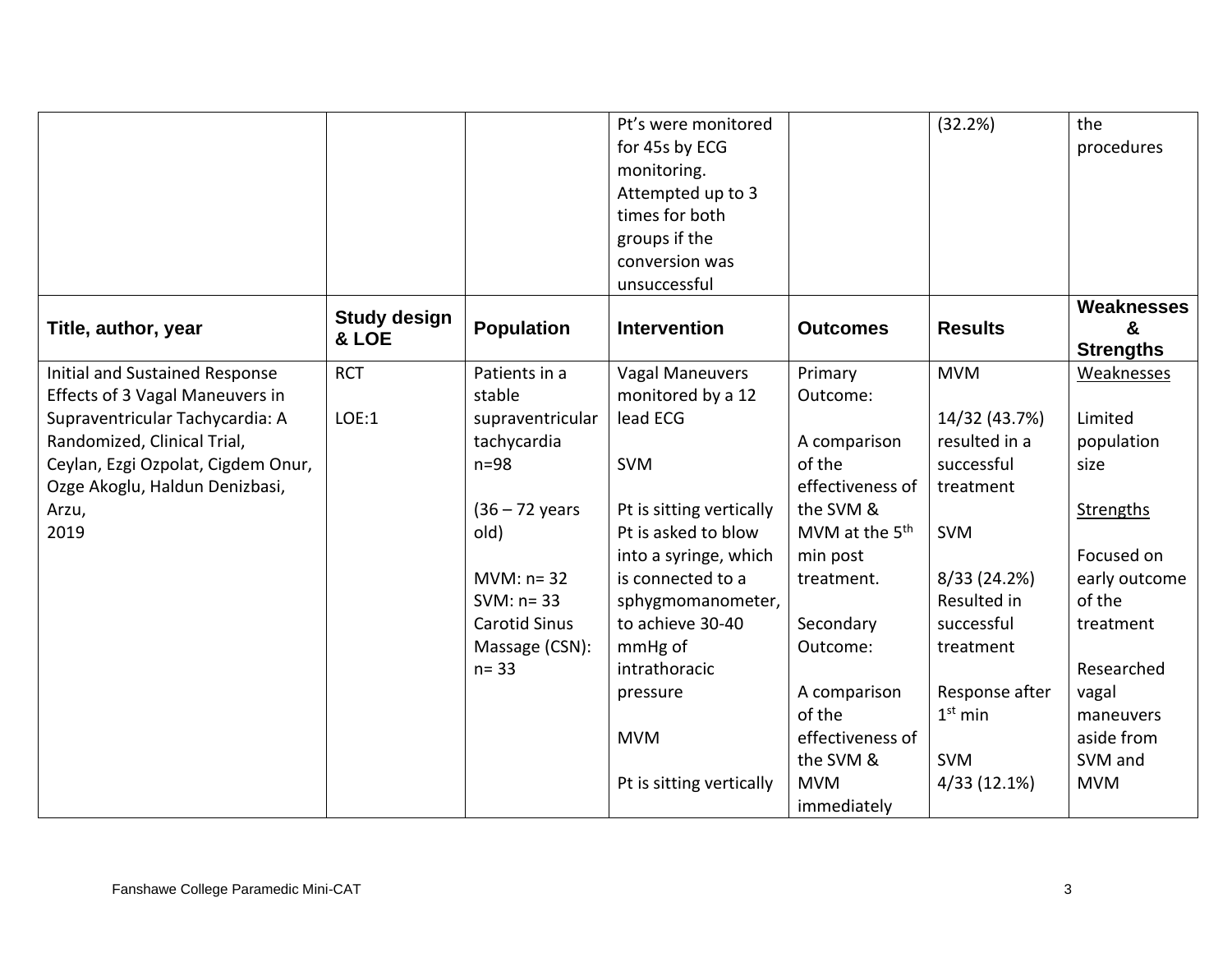| | | | Pt's were monitored for 45s by ECG monitoring. Attempted up to 3 times for both groups if the conversion was unsuccessful | | (32.2%) | the procedures |
|---|---|---|---|---|---|---|
| **Title, author, year** | **Study design & LOE** | **Population** | **Intervention** | **Outcomes** | **Results** | **Weaknesses & Strengths** |
| Initial and Sustained Response Effects of 3 Vagal Maneuvers in Supraventricular Tachycardia: A Randomized, Clinical Trial, Ceylan, Ezgi Ozpolat, Cigdem Onur, Ozge Akoglu, Haldun Denizbasi, Arzu, 2019 | RCT<br><br>LOE:1 | Patients in a stable supraventricular tachycardia n=98<br><br>(36 – 72 years old)<br><br>MVM: n= 32<br>SVM: n= 33<br>Carotid Sinus Massage (CSN): n= 33 | Vagal Maneuvers monitored by a 12 lead ECG<br><br>SVM<br><br>Pt is sitting vertically<br>Pt is asked to blow into a syringe, which is connected to a sphygmomanometer, to achieve 30-40 mmHg of intrathoracic pressure<br><br>MVM<br><br>Pt is sitting vertically | Primary Outcome:<br><br>A comparison of the effectiveness of the SVM & MVM at the 5th min post treatment.<br><br>Secondary Outcome:<br><br>A comparison of the effectiveness of the SVM & MVM immediately | MVM<br><br>14/32 (43.7%) resulted in a successful treatment<br><br>SVM<br><br>8/33 (24.2%) Resulted in successful treatment<br><br>Response after 1st min<br><br>SVM<br>4/33 (12.1%) | <u>Weaknesses</u><br><br>Limited population size<br><br><u>Strengths</u><br><br>Focused on early outcome of the treatment<br><br>Researched vagal maneuvers aside from SVM and MVM |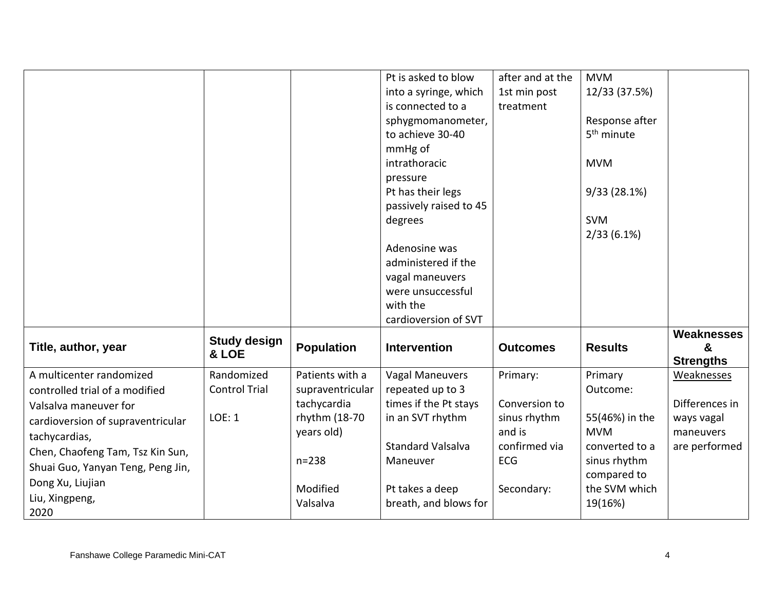| | | | Pt is asked to blow into a syringe, which is connected to a sphygmomanometer, to achieve 30-40 mmHg of intrathoracic pressure<br>Pt has their legs passively raised to 45 degrees<br><br>Adenosine was administered if the vagal maneuvers were unsuccessful with the cardioversion of SVT | after and at the 1st min post treatment | MVM<br>12/33 (37.5%)<br><br>Response after 5th minute<br><br>MVM<br><br>9/33 (28.1%)<br><br>SVM<br>2/33 (6.1%) | |
|---|---|---|---|---|---|---|
| **Title, author, year** | **Study design & LOE** | **Population** | **Intervention** | **Outcomes** | **Results** | **Weaknesses & Strengths** |
| A multicenter randomized controlled trial of a modified Valsalva maneuver for cardioversion of supraventricular tachycardias,<br>Chen, Chaofeng Tam, Tsz Kin Sun, Shuai Guo, Yanyan Teng, Peng Jin, Dong Xu, Liujian<br>Liu, Xingpeng,<br>2020 | Randomized Control Trial<br><br>LOE: 1 | Patients with a supraventricular tachycardia rhythm (18-70 years old)<br><br>n=238<br><br>Modified Valsalva | Vagal Maneuvers repeated up to 3 times if the Pt stays in an SVT rhythm<br><br>Standard Valsalva Maneuver<br><br>Pt takes a deep breath, and blows for | Primary:<br><br>Conversion to sinus rhythm and is confirmed via ECG<br><br>Secondary: | Primary Outcome:<br><br>55(46%) in the MVM converted to a sinus rhythm compared to the SVM which 19(16%) | Weaknesses<br><br>Differences in ways vagal maneuvers are performed |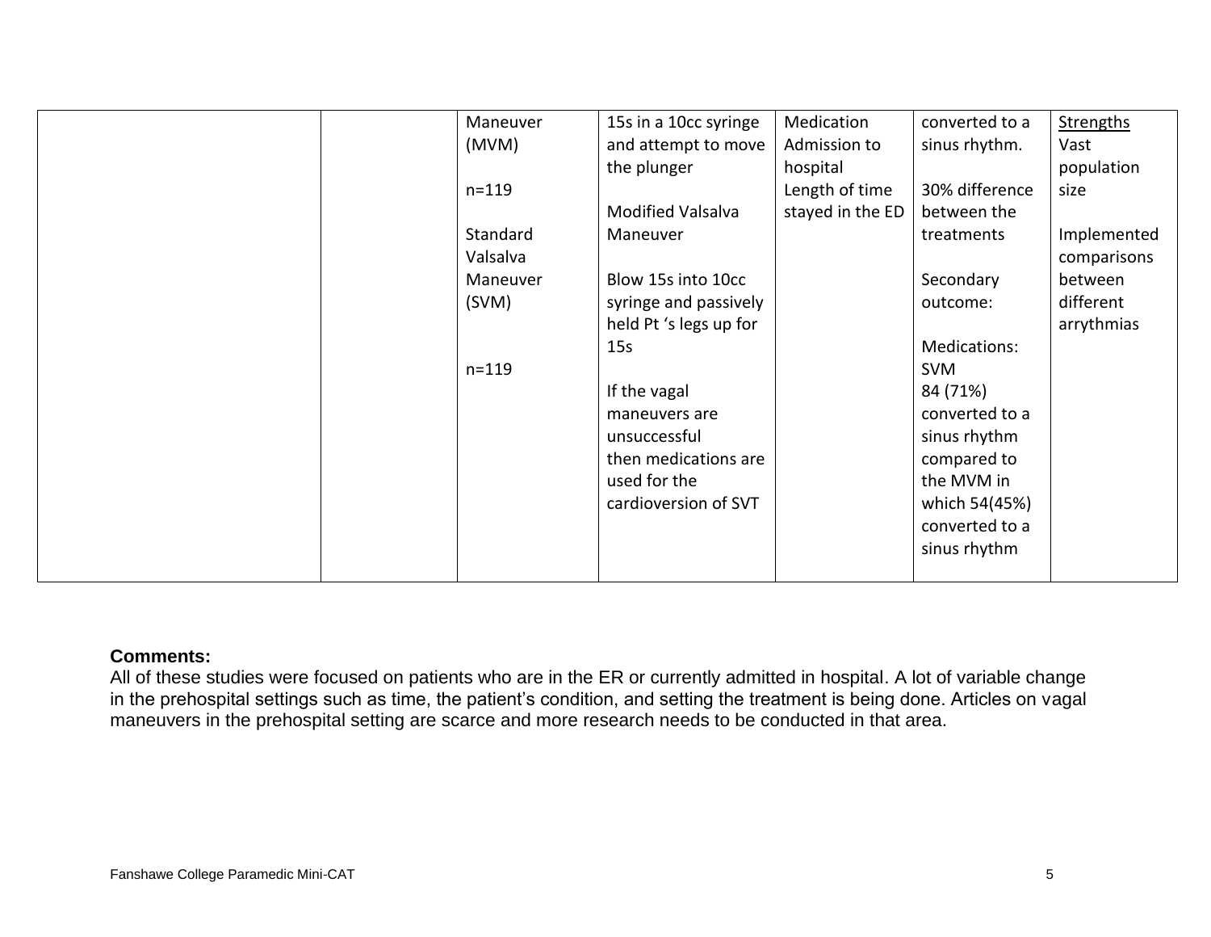| | | Maneuver (MVM)<br><br>n=119<br><br>Standard Valsalva Maneuver (SVM)<br><br>n=119 | 15s in a 10cc syringe and attempt to move the plunger<br><br>Modified Valsalva Maneuver<br><br>Blow 15s into 10cc syringe and passively held Pt 's legs up for 15s<br><br>If the vagal maneuvers are unsuccessful then medications are used for the cardioversion of SVT | Medication<br>Admission to hospital<br>Length of time stayed in the ED | converted to a sinus rhythm.<br><br>30% difference between the treatments<br><br>Secondary outcome:<br><br>Medications:<br>SVM<br>84 (71%) converted to a sinus rhythm compared to the MVM in which 54(45%) converted to a sinus rhythm | <u>Strengths</u><br>Vast population size<br><br>Implemented comparisons between different arrythmias |
|---|---|---|---|---|---|---|

**Comments:**
All of these studies were focused on patients who are in the ER or currently admitted in hospital. A lot of variable change in the prehospital settings such as time, the patient's condition, and setting the treatment is being done. Articles on vagal maneuvers in the prehospital setting are scarce and more research needs to be conducted in that area.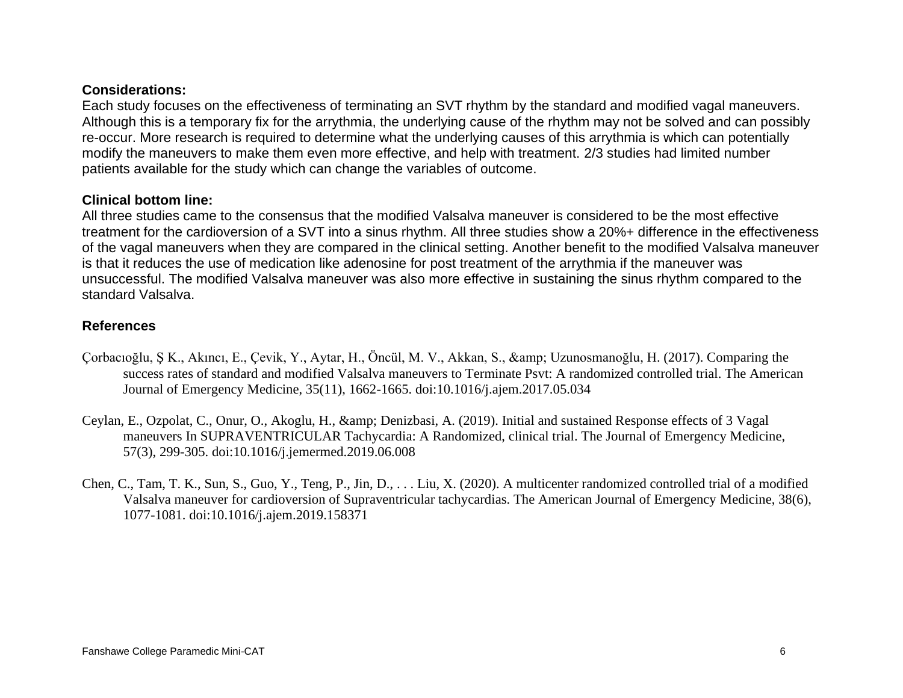**Considerations:**

Each study focuses on the effectiveness of terminating an SVT rhythm by the standard and modified vagal maneuvers. Although this is a temporary fix for the arrythmia, the underlying cause of the rhythm may not be solved and can possibly re-occur. More research is required to determine what the underlying causes of this arrythmia is which can potentially modify the maneuvers to make them even more effective, and help with treatment. 2/3 studies had limited number patients available for the study which can change the variables of outcome.

**Clinical bottom line:**

All three studies came to the consensus that the modified Valsalva maneuver is considered to be the most effective treatment for the cardioversion of a SVT into a sinus rhythm. All three studies show a 20%+ difference in the effectiveness of the vagal maneuvers when they are compared in the clinical setting. Another benefit to the modified Valsalva maneuver is that it reduces the use of medication like adenosine for post treatment of the arrythmia if the maneuver was unsuccessful. The modified Valsalva maneuver was also more effective in sustaining the sinus rhythm compared to the standard Valsalva.

**References**

Çorbacıoğlu, Ş K., Akıncı, E., Çevik, Y., Aytar, H., Öncül, M. V., Akkan, S., &amp; Uzunosmanoğlu, H. (2017). Comparing the success rates of standard and modified Valsalva maneuvers to Terminate Psvt: A randomized controlled trial. The American Journal of Emergency Medicine, 35(11), 1662-1665. doi:10.1016/j.ajem.2017.05.034

Ceylan, E., Ozpolat, C., Onur, O., Akoglu, H., &amp; Denizbasi, A. (2019). Initial and sustained Response effects of 3 Vagal maneuvers In SUPRAVENTRICULAR Tachycardia: A Randomized, clinical trial. The Journal of Emergency Medicine, 57(3), 299-305. doi:10.1016/j.jemermed.2019.06.008

Chen, C., Tam, T. K., Sun, S., Guo, Y., Teng, P., Jin, D., . . . Liu, X. (2020). A multicenter randomized controlled trial of a modified Valsalva maneuver for cardioversion of Supraventricular tachycardias. The American Journal of Emergency Medicine, 38(6), 1077-1081. doi:10.1016/j.ajem.2019.158371